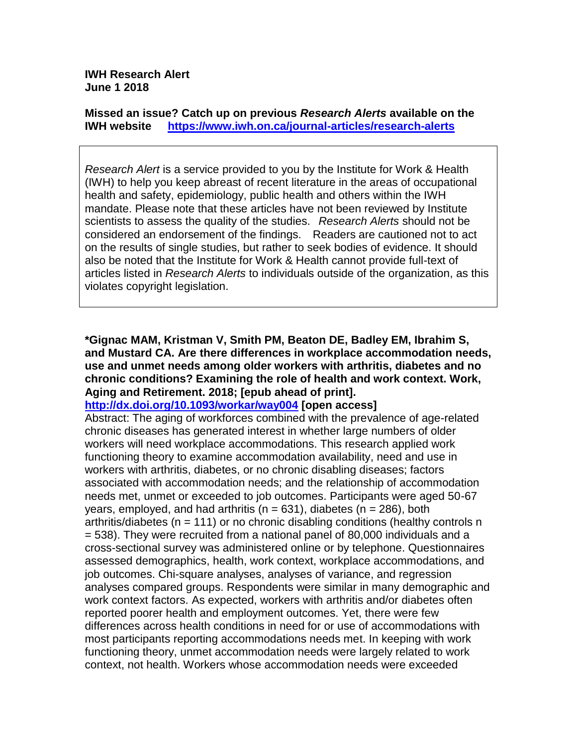**IWH Research Alert**
**June 1 2018**

**Missed an issue? Catch up on previous *Research Alerts* available on the IWH website [https://www.iwh.on.ca/journal-articles/research-alerts](https://www.iwh.on.ca/journal-articles/research-alerts)**

> *Research Alert* is a service provided to you by the Institute for Work & Health (IWH) to help you keep abreast of recent literature in the areas of occupational health and safety, epidemiology, public health and others within the IWH mandate. Please note that these articles have not been reviewed by Institute scientists to assess the quality of the studies. *Research Alerts* should not be considered an endorsement of the findings. Readers are cautioned not to act on the results of single studies, but rather to seek bodies of evidence. It should also be noted that the Institute for Work & Health cannot provide full-text of articles listed in *Research Alerts* to individuals outside of the organization, as this violates copyright legislation.

**\*Gignac MAM, Kristman V, Smith PM, Beaton DE, Badley EM, Ibrahim S, and Mustard CA. Are there differences in workplace accommodation needs, use and unmet needs among older workers with arthritis, diabetes and no chronic conditions? Examining the role of health and work context. Work, Aging and Retirement. 2018; [epub ahead of print].**
**[http://dx.doi.org/10.1093/workar/way004](http://dx.doi.org/10.1093/workar/way004) [open access]**
Abstract: The aging of workforces combined with the prevalence of age-related chronic diseases has generated interest in whether large numbers of older workers will need workplace accommodations. This research applied work functioning theory to examine accommodation availability, need and use in workers with arthritis, diabetes, or no chronic disabling diseases; factors associated with accommodation needs; and the relationship of accommodation needs met, unmet or exceeded to job outcomes. Participants were aged 50-67 years, employed, and had arthritis (n = 631), diabetes (n = 286), both arthritis/diabetes (n = 111) or no chronic disabling conditions (healthy controls n = 538). They were recruited from a national panel of 80,000 individuals and a cross-sectional survey was administered online or by telephone. Questionnaires assessed demographics, health, work context, workplace accommodations, and job outcomes. Chi-square analyses, analyses of variance, and regression analyses compared groups. Respondents were similar in many demographic and work context factors. As expected, workers with arthritis and/or diabetes often reported poorer health and employment outcomes. Yet, there were few differences across health conditions in need for or use of accommodations with most participants reporting accommodations needs met. In keeping with work functioning theory, unmet accommodation needs were largely related to work context, not health. Workers whose accommodation needs were exceeded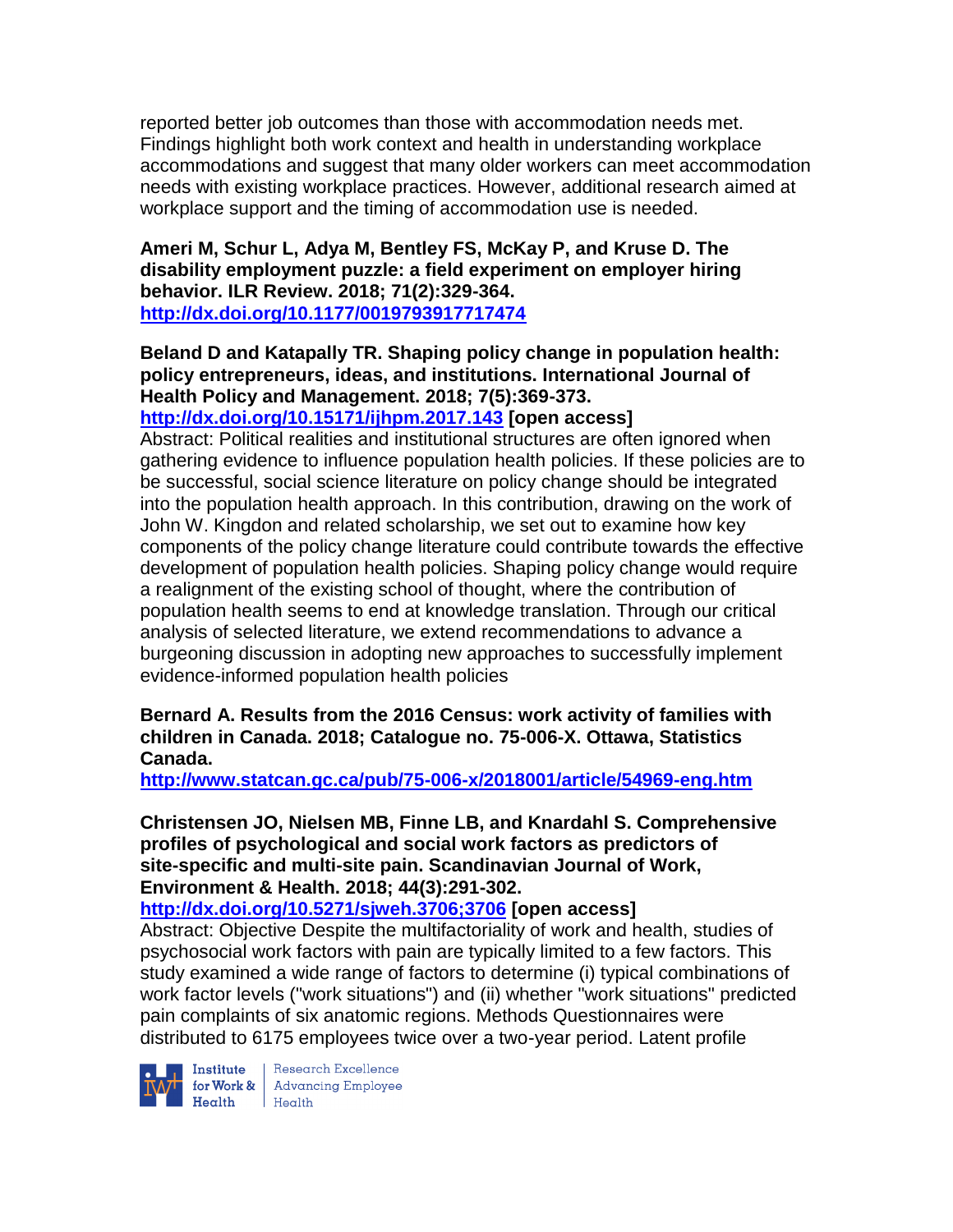reported better job outcomes than those with accommodation needs met. Findings highlight both work context and health in understanding workplace accommodations and suggest that many older workers can meet accommodation needs with existing workplace practices. However, additional research aimed at workplace support and the timing of accommodation use is needed.

**Ameri M, Schur L, Adya M, Bentley FS, McKay P, and Kruse D. The disability employment puzzle: a field experiment on employer hiring behavior. ILR Review. 2018; 71(2):329-364.**
**http://dx.doi.org/10.1177/0019793917717474**

**Beland D and Katapally TR. Shaping policy change in population health: policy entrepreneurs, ideas, and institutions. International Journal of Health Policy and Management. 2018; 7(5):369-373.**
**http://dx.doi.org/10.15171/ijhpm.2017.143 [open access]**
Abstract: Political realities and institutional structures are often ignored when gathering evidence to influence population health policies. If these policies are to be successful, social science literature on policy change should be integrated into the population health approach. In this contribution, drawing on the work of John W. Kingdon and related scholarship, we set out to examine how key components of the policy change literature could contribute towards the effective development of population health policies. Shaping policy change would require a realignment of the existing school of thought, where the contribution of population health seems to end at knowledge translation. Through our critical analysis of selected literature, we extend recommendations to advance a burgeoning discussion in adopting new approaches to successfully implement evidence-informed population health policies

**Bernard A. Results from the 2016 Census: work activity of families with children in Canada. 2018; Catalogue no. 75-006-X. Ottawa, Statistics Canada.**
**http://www.statcan.gc.ca/pub/75-006-x/2018001/article/54969-eng.htm**

**Christensen JO, Nielsen MB, Finne LB, and Knardahl S. Comprehensive profiles of psychological and social work factors as predictors of site-specific and multi-site pain. Scandinavian Journal of Work, Environment & Health. 2018; 44(3):291-302.**
**http://dx.doi.org/10.5271/sjweh.3706;3706 [open access]**
Abstract: Objective Despite the multifactoriality of work and health, studies of psychosocial work factors with pain are typically limited to a few factors. This study examined a wide range of factors to determine (i) typical combinations of work factor levels ("work situations") and (ii) whether "work situations" predicted pain complaints of six anatomic regions. Methods Questionnaires were distributed to 6175 employees twice over a two-year period. Latent profile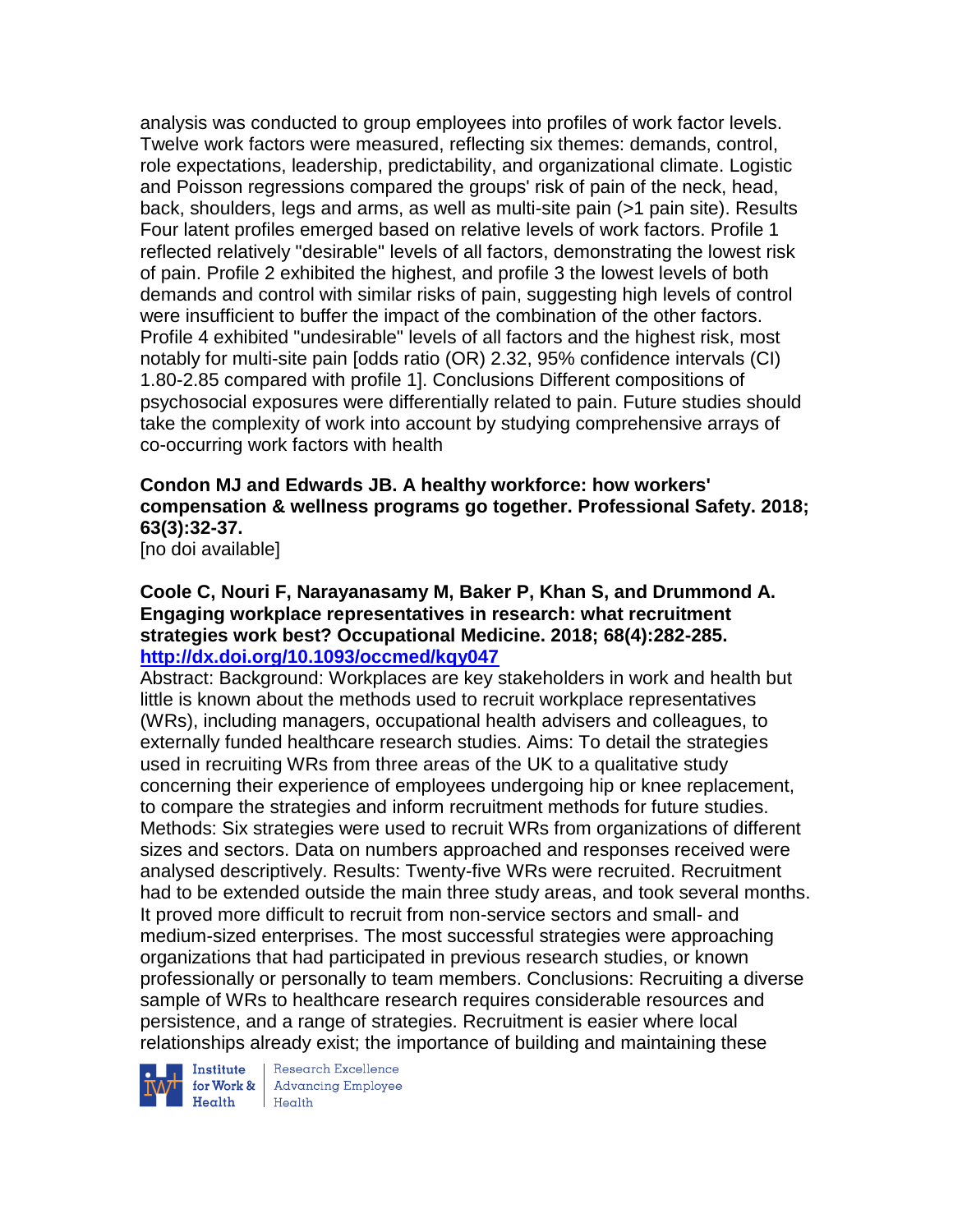analysis was conducted to group employees into profiles of work factor levels. Twelve work factors were measured, reflecting six themes: demands, control, role expectations, leadership, predictability, and organizational climate. Logistic and Poisson regressions compared the groups' risk of pain of the neck, head, back, shoulders, legs and arms, as well as multi-site pain (>1 pain site). Results Four latent profiles emerged based on relative levels of work factors. Profile 1 reflected relatively "desirable" levels of all factors, demonstrating the lowest risk of pain. Profile 2 exhibited the highest, and profile 3 the lowest levels of both demands and control with similar risks of pain, suggesting high levels of control were insufficient to buffer the impact of the combination of the other factors. Profile 4 exhibited "undesirable" levels of all factors and the highest risk, most notably for multi-site pain [odds ratio (OR) 2.32, 95% confidence intervals (CI) 1.80-2.85 compared with profile 1]. Conclusions Different compositions of psychosocial exposures were differentially related to pain. Future studies should take the complexity of work into account by studying comprehensive arrays of co-occurring work factors with health

**Condon MJ and Edwards JB. A healthy workforce: how workers' compensation & wellness programs go together. Professional Safety. 2018; 63(3):32-37.**
[no doi available]

**Coole C, Nouri F, Narayanasamy M, Baker P, Khan S, and Drummond A. Engaging workplace representatives in research: what recruitment strategies work best? Occupational Medicine. 2018; 68(4):282-285.**
**http://dx.doi.org/10.1093/occmed/kqy047**
Abstract: Background: Workplaces are key stakeholders in work and health but little is known about the methods used to recruit workplace representatives (WRs), including managers, occupational health advisers and colleagues, to externally funded healthcare research studies. Aims: To detail the strategies used in recruiting WRs from three areas of the UK to a qualitative study concerning their experience of employees undergoing hip or knee replacement, to compare the strategies and inform recruitment methods for future studies. Methods: Six strategies were used to recruit WRs from organizations of different sizes and sectors. Data on numbers approached and responses received were analysed descriptively. Results: Twenty-five WRs were recruited. Recruitment had to be extended outside the main three study areas, and took several months. It proved more difficult to recruit from non-service sectors and small- and medium-sized enterprises. The most successful strategies were approaching organizations that had participated in previous research studies, or known professionally or personally to team members. Conclusions: Recruiting a diverse sample of WRs to healthcare research requires considerable resources and persistence, and a range of strategies. Recruitment is easier where local relationships already exist; the importance of building and maintaining these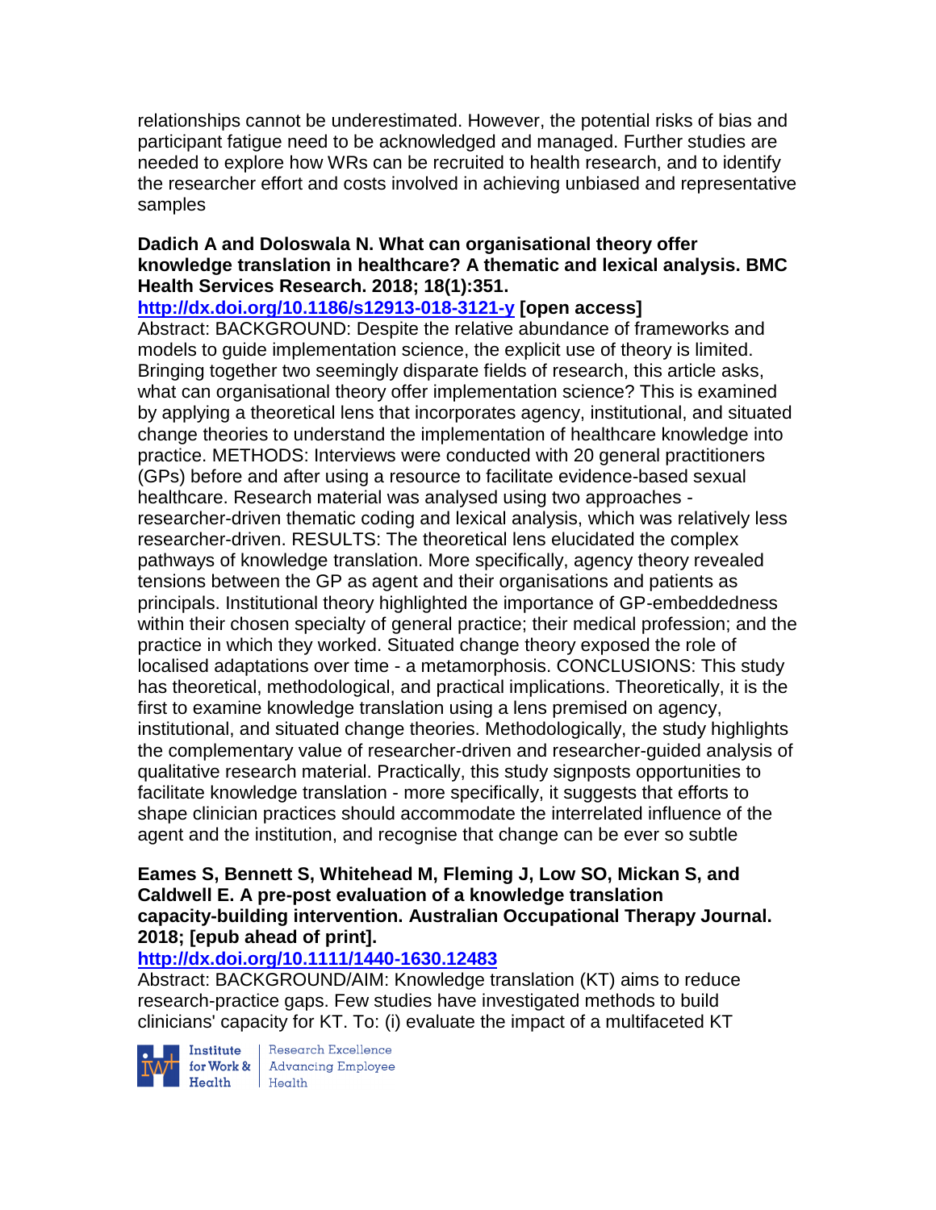relationships cannot be underestimated. However, the potential risks of bias and participant fatigue need to be acknowledged and managed. Further studies are needed to explore how WRs can be recruited to health research, and to identify the researcher effort and costs involved in achieving unbiased and representative samples

**Dadich A and Doloswala N. What can organisational theory offer knowledge translation in healthcare? A thematic and lexical analysis. BMC Health Services Research. 2018; 18(1):351.**
**http://dx.doi.org/10.1186/s12913-018-3121-y [open access]**
Abstract: BACKGROUND: Despite the relative abundance of frameworks and models to guide implementation science, the explicit use of theory is limited. Bringing together two seemingly disparate fields of research, this article asks, what can organisational theory offer implementation science? This is examined by applying a theoretical lens that incorporates agency, institutional, and situated change theories to understand the implementation of healthcare knowledge into practice. METHODS: Interviews were conducted with 20 general practitioners (GPs) before and after using a resource to facilitate evidence-based sexual healthcare. Research material was analysed using two approaches - researcher-driven thematic coding and lexical analysis, which was relatively less researcher-driven. RESULTS: The theoretical lens elucidated the complex pathways of knowledge translation. More specifically, agency theory revealed tensions between the GP as agent and their organisations and patients as principals. Institutional theory highlighted the importance of GP-embeddedness within their chosen specialty of general practice; their medical profession; and the practice in which they worked. Situated change theory exposed the role of localised adaptations over time - a metamorphosis. CONCLUSIONS: This study has theoretical, methodological, and practical implications. Theoretically, it is the first to examine knowledge translation using a lens premised on agency, institutional, and situated change theories. Methodologically, the study highlights the complementary value of researcher-driven and researcher-guided analysis of qualitative research material. Practically, this study signposts opportunities to facilitate knowledge translation - more specifically, it suggests that efforts to shape clinician practices should accommodate the interrelated influence of the agent and the institution, and recognise that change can be ever so subtle

**Eames S, Bennett S, Whitehead M, Fleming J, Low SO, Mickan S, and Caldwell E. A pre-post evaluation of a knowledge translation capacity-building intervention. Australian Occupational Therapy Journal. 2018; [epub ahead of print].**
**http://dx.doi.org/10.1111/1440-1630.12483**
Abstract: BACKGROUND/AIM: Knowledge translation (KT) aims to reduce research-practice gaps. Few studies have investigated methods to build clinicians' capacity for KT. To: (i) evaluate the impact of a multifaceted KT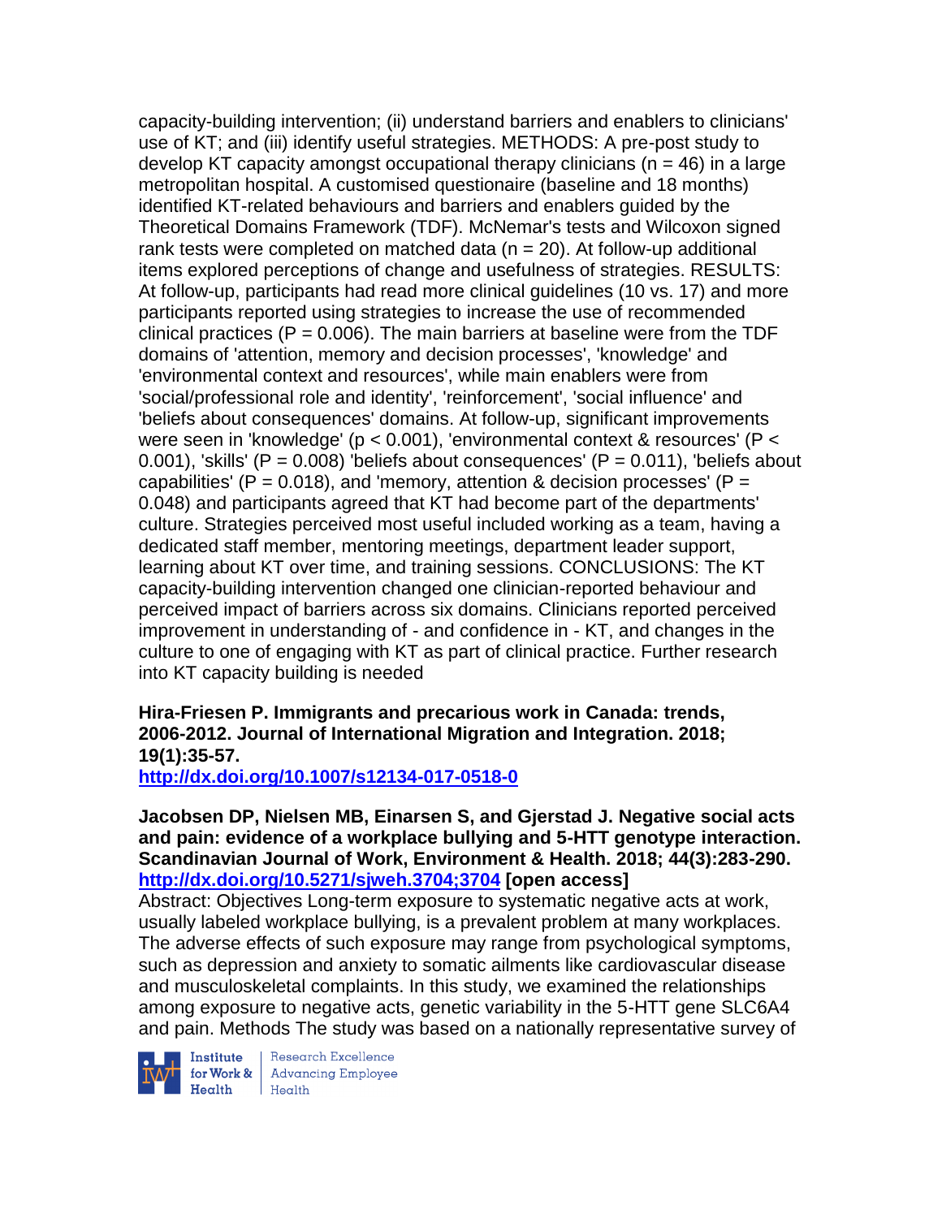capacity-building intervention; (ii) understand barriers and enablers to clinicians' use of KT; and (iii) identify useful strategies. METHODS: A pre-post study to develop KT capacity amongst occupational therapy clinicians ($n = 46$) in a large metropolitan hospital. A customised questionaire (baseline and 18 months) identified KT-related behaviours and barriers and enablers guided by the Theoretical Domains Framework (TDF). McNemar's tests and Wilcoxon signed rank tests were completed on matched data ($n = 20$). At follow-up additional items explored perceptions of change and usefulness of strategies. RESULTS: At follow-up, participants had read more clinical guidelines (10 vs. 17) and more participants reported using strategies to increase the use of recommended clinical practices ($P = 0.006$). The main barriers at baseline were from the TDF domains of 'attention, memory and decision processes', 'knowledge' and 'environmental context and resources', while main enablers were from 'social/professional role and identity', 'reinforcement', 'social influence' and 'beliefs about consequences' domains. At follow-up, significant improvements were seen in 'knowledge' ($p < 0.001$), 'environmental context & resources' ($P < 0.001$), 'skills' ($P = 0.008$) 'beliefs about consequences' ($P = 0.011$), 'beliefs about capabilities' ($P = 0.018$), and 'memory, attention & decision processes' ($P = 0.048$) and participants agreed that KT had become part of the departments' culture. Strategies perceived most useful included working as a team, having a dedicated staff member, mentoring meetings, department leader support, learning about KT over time, and training sessions. CONCLUSIONS: The KT capacity-building intervention changed one clinician-reported behaviour and perceived impact of barriers across six domains. Clinicians reported perceived improvement in understanding of - and confidence in - KT, and changes in the culture to one of engaging with KT as part of clinical practice. Further research into KT capacity building is needed

**Hira-Friesen P. Immigrants and precarious work in Canada: trends, 2006-2012. Journal of International Migration and Integration. 2018; 19(1):35-57.**
**http://dx.doi.org/10.1007/s12134-017-0518-0**

**Jacobsen DP, Nielsen MB, Einarsen S, and Gjerstad J. Negative social acts and pain: evidence of a workplace bullying and 5-HTT genotype interaction. Scandinavian Journal of Work, Environment & Health. 2018; 44(3):283-290.**
**http://dx.doi.org/10.5271/sjweh.3704;3704 [open access]**
Abstract: Objectives Long-term exposure to systematic negative acts at work, usually labeled workplace bullying, is a prevalent problem at many workplaces. The adverse effects of such exposure may range from psychological symptoms, such as depression and anxiety to somatic ailments like cardiovascular disease and musculoskeletal complaints. In this study, we examined the relationships among exposure to negative acts, genetic variability in the 5-HTT gene SLC6A4 and pain. Methods The study was based on a nationally representative survey of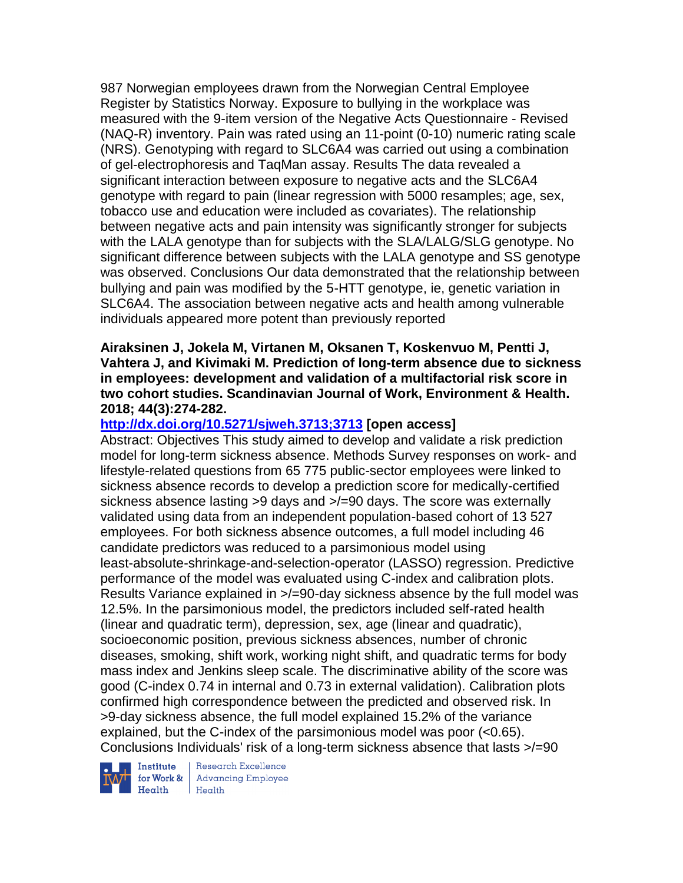987 Norwegian employees drawn from the Norwegian Central Employee Register by Statistics Norway. Exposure to bullying in the workplace was measured with the 9-item version of the Negative Acts Questionnaire - Revised (NAQ-R) inventory. Pain was rated using an 11-point (0-10) numeric rating scale (NRS). Genotyping with regard to SLC6A4 was carried out using a combination of gel-electrophoresis and TaqMan assay. Results The data revealed a significant interaction between exposure to negative acts and the SLC6A4 genotype with regard to pain (linear regression with 5000 resamples; age, sex, tobacco use and education were included as covariates). The relationship between negative acts and pain intensity was significantly stronger for subjects with the LALA genotype than for subjects with the SLA/LALG/SLG genotype. No significant difference between subjects with the LALA genotype and SS genotype was observed. Conclusions Our data demonstrated that the relationship between bullying and pain was modified by the 5-HTT genotype, ie, genetic variation in SLC6A4. The association between negative acts and health among vulnerable individuals appeared more potent than previously reported

**Airaksinen J, Jokela M, Virtanen M, Oksanen T, Koskenvuo M, Pentti J, Vahtera J, and Kivimaki M. Prediction of long-term absence due to sickness in employees: development and validation of a multifactorial risk score in two cohort studies. Scandinavian Journal of Work, Environment & Health. 2018; 44(3):274-282.**

http://dx.doi.org/10.5271/sjweh.3713;3713 **[open access]**

Abstract: Objectives This study aimed to develop and validate a risk prediction model for long-term sickness absence. Methods Survey responses on work- and lifestyle-related questions from 65 775 public-sector employees were linked to sickness absence records to develop a prediction score for medically-certified sickness absence lasting >9 days and >/=90 days. The score was externally validated using data from an independent population-based cohort of 13 527 employees. For both sickness absence outcomes, a full model including 46 candidate predictors was reduced to a parsimonious model using least-absolute-shrinkage-and-selection-operator (LASSO) regression. Predictive performance of the model was evaluated using C-index and calibration plots. Results Variance explained in >/=90-day sickness absence by the full model was 12.5%. In the parsimonious model, the predictors included self-rated health (linear and quadratic term), depression, sex, age (linear and quadratic), socioeconomic position, previous sickness absences, number of chronic diseases, smoking, shift work, working night shift, and quadratic terms for body mass index and Jenkins sleep scale. The discriminative ability of the score was good (C-index 0.74 in internal and 0.73 in external validation). Calibration plots confirmed high correspondence between the predicted and observed risk. In >9-day sickness absence, the full model explained 15.2% of the variance explained, but the C-index of the parsimonious model was poor (<0.65). Conclusions Individuals' risk of a long-term sickness absence that lasts >/=90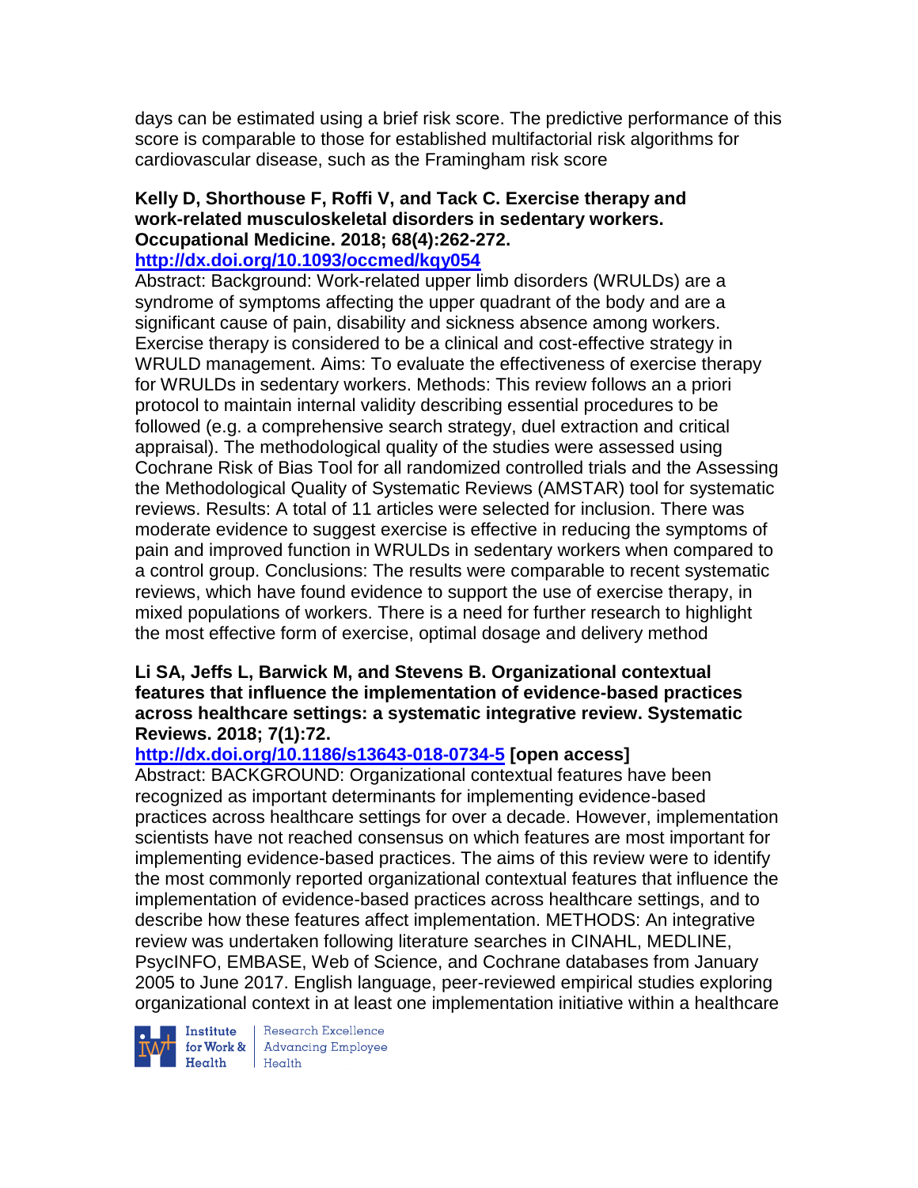days can be estimated using a brief risk score. The predictive performance of this score is comparable to those for established multifactorial risk algorithms for cardiovascular disease, such as the Framingham risk score

**Kelly D, Shorthouse F, Roffi V, and Tack C. Exercise therapy and work-related musculoskeletal disorders in sedentary workers. Occupational Medicine. 2018; 68(4):262-272.**
**http://dx.doi.org/10.1093/occmed/kqy054**
Abstract: Background: Work-related upper limb disorders (WRULDs) are a syndrome of symptoms affecting the upper quadrant of the body and are a significant cause of pain, disability and sickness absence among workers. Exercise therapy is considered to be a clinical and cost-effective strategy in WRULD management. Aims: To evaluate the effectiveness of exercise therapy for WRULDs in sedentary workers. Methods: This review follows an a priori protocol to maintain internal validity describing essential procedures to be followed (e.g. a comprehensive search strategy, duel extraction and critical appraisal). The methodological quality of the studies were assessed using Cochrane Risk of Bias Tool for all randomized controlled trials and the Assessing the Methodological Quality of Systematic Reviews (AMSTAR) tool for systematic reviews. Results: A total of 11 articles were selected for inclusion. There was moderate evidence to suggest exercise is effective in reducing the symptoms of pain and improved function in WRULDs in sedentary workers when compared to a control group. Conclusions: The results were comparable to recent systematic reviews, which have found evidence to support the use of exercise therapy, in mixed populations of workers. There is a need for further research to highlight the most effective form of exercise, optimal dosage and delivery method

**Li SA, Jeffs L, Barwick M, and Stevens B. Organizational contextual features that influence the implementation of evidence-based practices across healthcare settings: a systematic integrative review. Systematic Reviews. 2018; 7(1):72.**
**http://dx.doi.org/10.1186/s13643-018-0734-5 [open access]**
Abstract: BACKGROUND: Organizational contextual features have been recognized as important determinants for implementing evidence-based practices across healthcare settings for over a decade. However, implementation scientists have not reached consensus on which features are most important for implementing evidence-based practices. The aims of this review were to identify the most commonly reported organizational contextual features that influence the implementation of evidence-based practices across healthcare settings, and to describe how these features affect implementation. METHODS: An integrative review was undertaken following literature searches in CINAHL, MEDLINE, PsycINFO, EMBASE, Web of Science, and Cochrane databases from January 2005 to June 2017. English language, peer-reviewed empirical studies exploring organizational context in at least one implementation initiative within a healthcare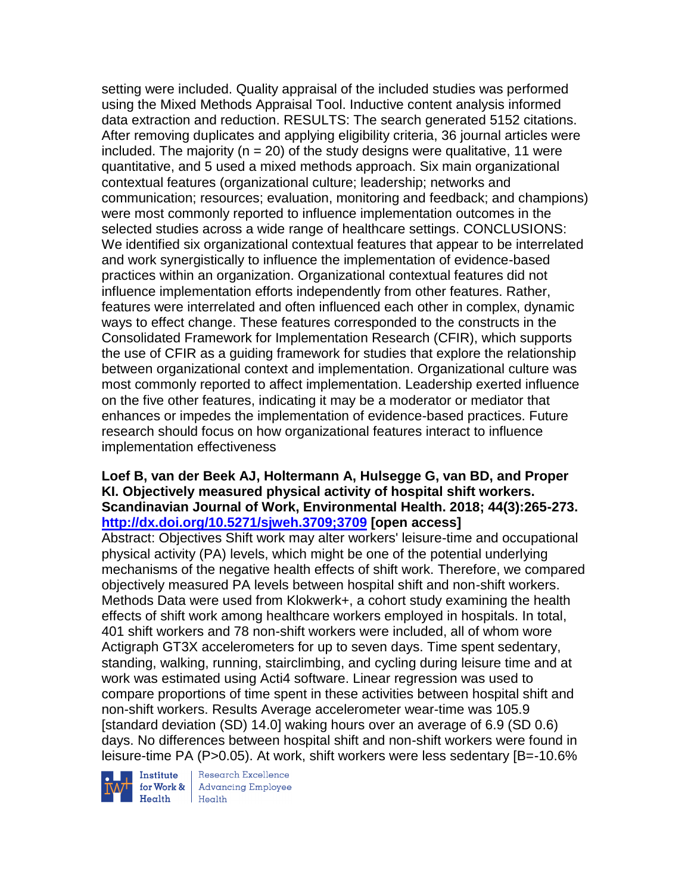setting were included. Quality appraisal of the included studies was performed using the Mixed Methods Appraisal Tool. Inductive content analysis informed data extraction and reduction. RESULTS: The search generated 5152 citations. After removing duplicates and applying eligibility criteria, 36 journal articles were included. The majority (n = 20) of the study designs were qualitative, 11 were quantitative, and 5 used a mixed methods approach. Six main organizational contextual features (organizational culture; leadership; networks and communication; resources; evaluation, monitoring and feedback; and champions) were most commonly reported to influence implementation outcomes in the selected studies across a wide range of healthcare settings. CONCLUSIONS: We identified six organizational contextual features that appear to be interrelated and work synergistically to influence the implementation of evidence-based practices within an organization. Organizational contextual features did not influence implementation efforts independently from other features. Rather, features were interrelated and often influenced each other in complex, dynamic ways to effect change. These features corresponded to the constructs in the Consolidated Framework for Implementation Research (CFIR), which supports the use of CFIR as a guiding framework for studies that explore the relationship between organizational context and implementation. Organizational culture was most commonly reported to affect implementation. Leadership exerted influence on the five other features, indicating it may be a moderator or mediator that enhances or impedes the implementation of evidence-based practices. Future research should focus on how organizational features interact to influence implementation effectiveness

**Loef B, van der Beek AJ, Holtermann A, Hulsegge G, van BD, and Proper KI. Objectively measured physical activity of hospital shift workers. Scandinavian Journal of Work, Environmental Health. 2018; 44(3):265-273. http://dx.doi.org/10.5271/sjweh.3709;3709 [open access]**

Abstract: Objectives Shift work may alter workers' leisure-time and occupational physical activity (PA) levels, which might be one of the potential underlying mechanisms of the negative health effects of shift work. Therefore, we compared objectively measured PA levels between hospital shift and non-shift workers. Methods Data were used from Klokwerk+, a cohort study examining the health effects of shift work among healthcare workers employed in hospitals. In total, 401 shift workers and 78 non-shift workers were included, all of whom wore Actigraph GT3X accelerometers for up to seven days. Time spent sedentary, standing, walking, running, stairclimbing, and cycling during leisure time and at work was estimated using Acti4 software. Linear regression was used to compare proportions of time spent in these activities between hospital shift and non-shift workers. Results Average accelerometer wear-time was 105.9 [standard deviation (SD) 14.0] waking hours over an average of 6.9 (SD 0.6) days. No differences between hospital shift and non-shift workers were found in leisure-time PA (P>0.05). At work, shift workers were less sedentary [B=-10.6%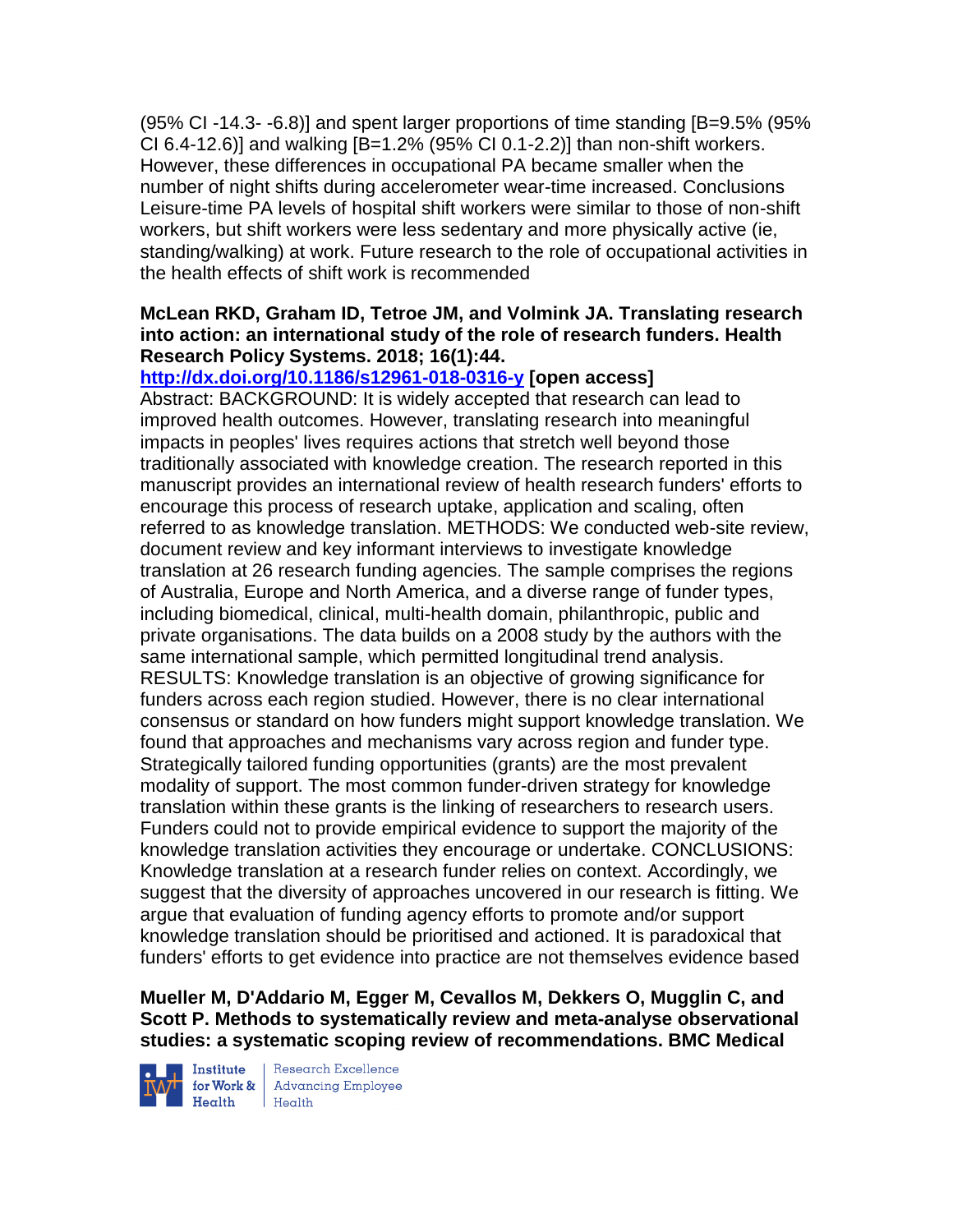(95% CI -14.3- -6.8)] and spent larger proportions of time standing [B=9.5% (95% CI 6.4-12.6)] and walking [B=1.2% (95% CI 0.1-2.2)] than non-shift workers. However, these differences in occupational PA became smaller when the number of night shifts during accelerometer wear-time increased. Conclusions Leisure-time PA levels of hospital shift workers were similar to those of non-shift workers, but shift workers were less sedentary and more physically active (ie, standing/walking) at work. Future research to the role of occupational activities in the health effects of shift work is recommended

**McLean RKD, Graham ID, Tetroe JM, and Volmink JA. Translating research into action: an international study of the role of research funders. Health Research Policy Systems. 2018; 16(1):44.**
**http://dx.doi.org/10.1186/s12961-018-0316-y [open access]**
Abstract: BACKGROUND: It is widely accepted that research can lead to improved health outcomes. However, translating research into meaningful impacts in peoples' lives requires actions that stretch well beyond those traditionally associated with knowledge creation. The research reported in this manuscript provides an international review of health research funders' efforts to encourage this process of research uptake, application and scaling, often referred to as knowledge translation. METHODS: We conducted web-site review, document review and key informant interviews to investigate knowledge translation at 26 research funding agencies. The sample comprises the regions of Australia, Europe and North America, and a diverse range of funder types, including biomedical, clinical, multi-health domain, philanthropic, public and private organisations. The data builds on a 2008 study by the authors with the same international sample, which permitted longitudinal trend analysis. RESULTS: Knowledge translation is an objective of growing significance for funders across each region studied. However, there is no clear international consensus or standard on how funders might support knowledge translation. We found that approaches and mechanisms vary across region and funder type. Strategically tailored funding opportunities (grants) are the most prevalent modality of support. The most common funder-driven strategy for knowledge translation within these grants is the linking of researchers to research users. Funders could not to provide empirical evidence to support the majority of the knowledge translation activities they encourage or undertake. CONCLUSIONS: Knowledge translation at a research funder relies on context. Accordingly, we suggest that the diversity of approaches uncovered in our research is fitting. We argue that evaluation of funding agency efforts to promote and/or support knowledge translation should be prioritised and actioned. It is paradoxical that funders' efforts to get evidence into practice are not themselves evidence based

**Mueller M, D'Addario M, Egger M, Cevallos M, Dekkers O, Mugglin C, and Scott P. Methods to systematically review and meta-analyse observational studies: a systematic scoping review of recommendations. BMC Medical**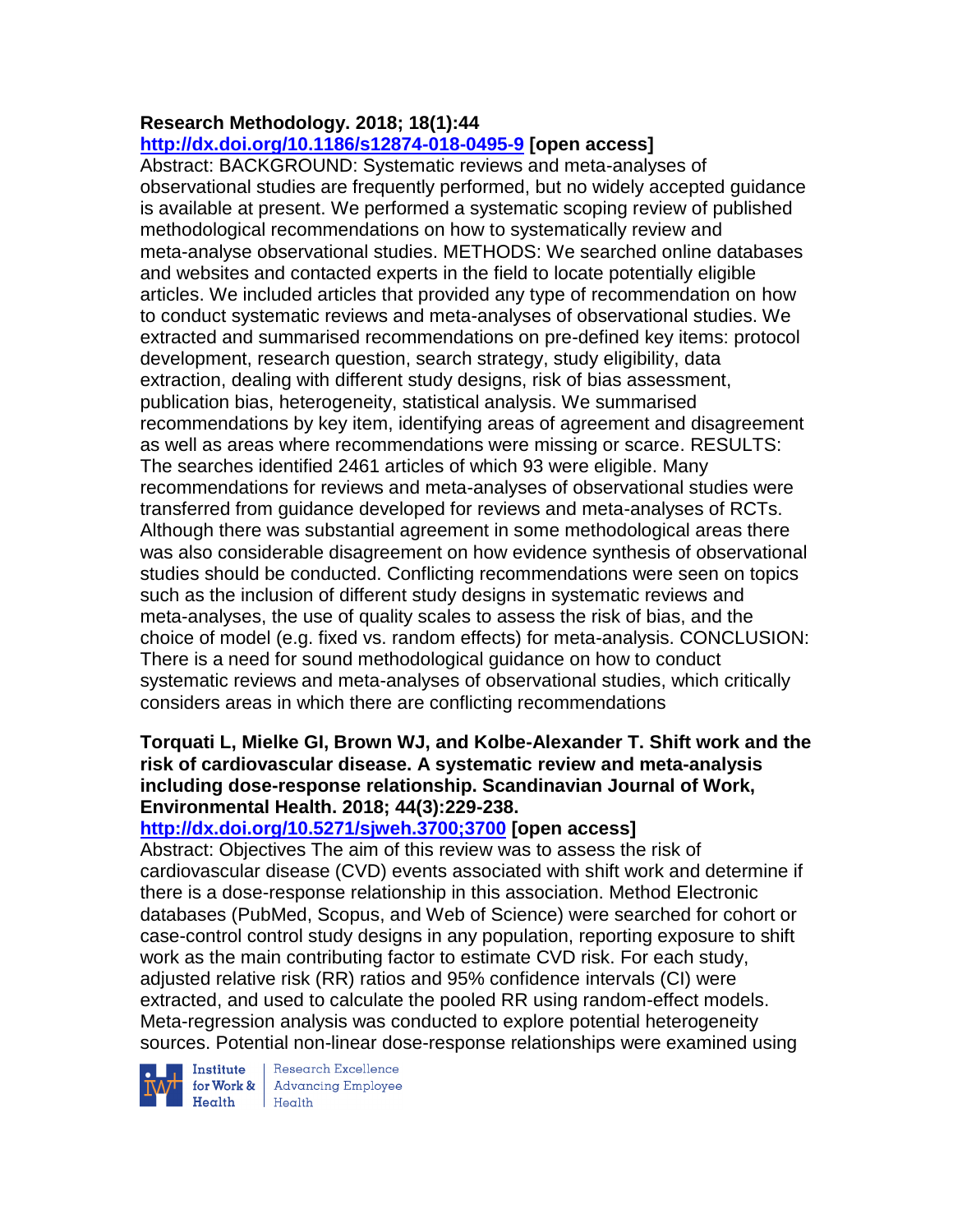**Research Methodology. 2018; 18(1):44**
**http://dx.doi.org/10.1186/s12874-018-0495-9 [open access]**
Abstract: BACKGROUND: Systematic reviews and meta-analyses of observational studies are frequently performed, but no widely accepted guidance is available at present. We performed a systematic scoping review of published methodological recommendations on how to systematically review and meta-analyse observational studies. METHODS: We searched online databases and websites and contacted experts in the field to locate potentially eligible articles. We included articles that provided any type of recommendation on how to conduct systematic reviews and meta-analyses of observational studies. We extracted and summarised recommendations on pre-defined key items: protocol development, research question, search strategy, study eligibility, data extraction, dealing with different study designs, risk of bias assessment, publication bias, heterogeneity, statistical analysis. We summarised recommendations by key item, identifying areas of agreement and disagreement as well as areas where recommendations were missing or scarce. RESULTS: The searches identified 2461 articles of which 93 were eligible. Many recommendations for reviews and meta-analyses of observational studies were transferred from guidance developed for reviews and meta-analyses of RCTs. Although there was substantial agreement in some methodological areas there was also considerable disagreement on how evidence synthesis of observational studies should be conducted. Conflicting recommendations were seen on topics such as the inclusion of different study designs in systematic reviews and meta-analyses, the use of quality scales to assess the risk of bias, and the choice of model (e.g. fixed vs. random effects) for meta-analysis. CONCLUSION: There is a need for sound methodological guidance on how to conduct systematic reviews and meta-analyses of observational studies, which critically considers areas in which there are conflicting recommendations

**Torquati L, Mielke GI, Brown WJ, and Kolbe-Alexander T. Shift work and the risk of cardiovascular disease. A systematic review and meta-analysis including dose-response relationship. Scandinavian Journal of Work, Environmental Health. 2018; 44(3):229-238.**
**http://dx.doi.org/10.5271/sjweh.3700;3700 [open access]**
Abstract: Objectives The aim of this review was to assess the risk of cardiovascular disease (CVD) events associated with shift work and determine if there is a dose-response relationship in this association. Method Electronic databases (PubMed, Scopus, and Web of Science) were searched for cohort or case-control control study designs in any population, reporting exposure to shift work as the main contributing factor to estimate CVD risk. For each study, adjusted relative risk (RR) ratios and 95% confidence intervals (CI) were extracted, and used to calculate the pooled RR using random-effect models. Meta-regression analysis was conducted to explore potential heterogeneity sources. Potential non-linear dose-response relationships were examined using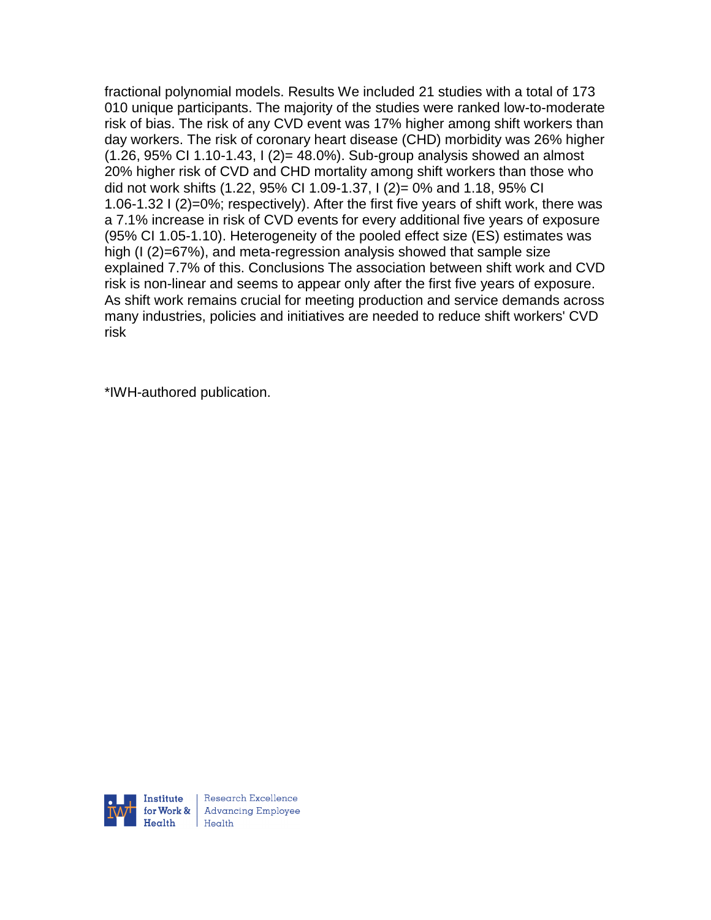fractional polynomial models. Results We included 21 studies with a total of 173 010 unique participants. The majority of the studies were ranked low-to-moderate risk of bias. The risk of any CVD event was 17% higher among shift workers than day workers. The risk of coronary heart disease (CHD) morbidity was 26% higher (1.26, 95% CI 1.10-1.43, I (2)= 48.0%). Sub-group analysis showed an almost 20% higher risk of CVD and CHD mortality among shift workers than those who did not work shifts (1.22, 95% CI 1.09-1.37, I (2)= 0% and 1.18, 95% CI 1.06-1.32 I (2)=0%; respectively). After the first five years of shift work, there was a 7.1% increase in risk of CVD events for every additional five years of exposure (95% CI 1.05-1.10). Heterogeneity of the pooled effect size (ES) estimates was high (I (2)=67%), and meta-regression analysis showed that sample size explained 7.7% of this. Conclusions The association between shift work and CVD risk is non-linear and seems to appear only after the first five years of exposure. As shift work remains crucial for meeting production and service demands across many industries, policies and initiatives are needed to reduce shift workers' CVD risk

*IWH-authored publication.